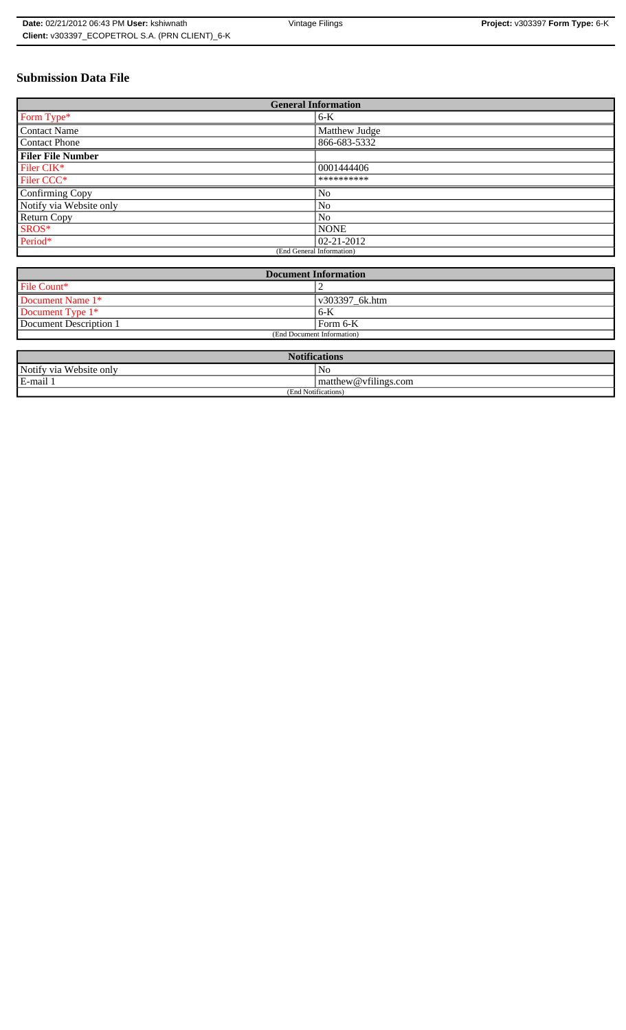**Date:** 02/21/2012 06:43 PM **User:** kshiwnath
**Client:** v303397_ECOPETROL S.A. (PRN CLIENT)_6-K

Vintage Filings

**Project:** v303397 **Form Type:** 6-K

# Submission Data File

| General Information | |
|---|---|
| Form Type* | 6-K |
| Contact Name | Matthew Judge |
| Contact Phone | 866-683-5332 |
| **Filer File Number** | |
| Filer CIK* | 0001444406 |
| Filer CCC* | ********** |
| Confirming Copy | No |
| Notify via Website only | No |
| Return Copy | No |
| SROS* | NONE |
| Period* | 02-21-2012 |
| (End General Information) | |

| Document Information | |
|---|---|
| File Count* | 2 |
| Document Name 1* | v303397_6k.htm |
| Document Type 1* | 6-K |
| Document Description 1 | Form 6-K |
| (End Document Information) | |

| Notifications | |
|---|---|
| Notify via Website only | No |
| E-mail 1 | matthew@vfilings.com |
| (End Notifications) | |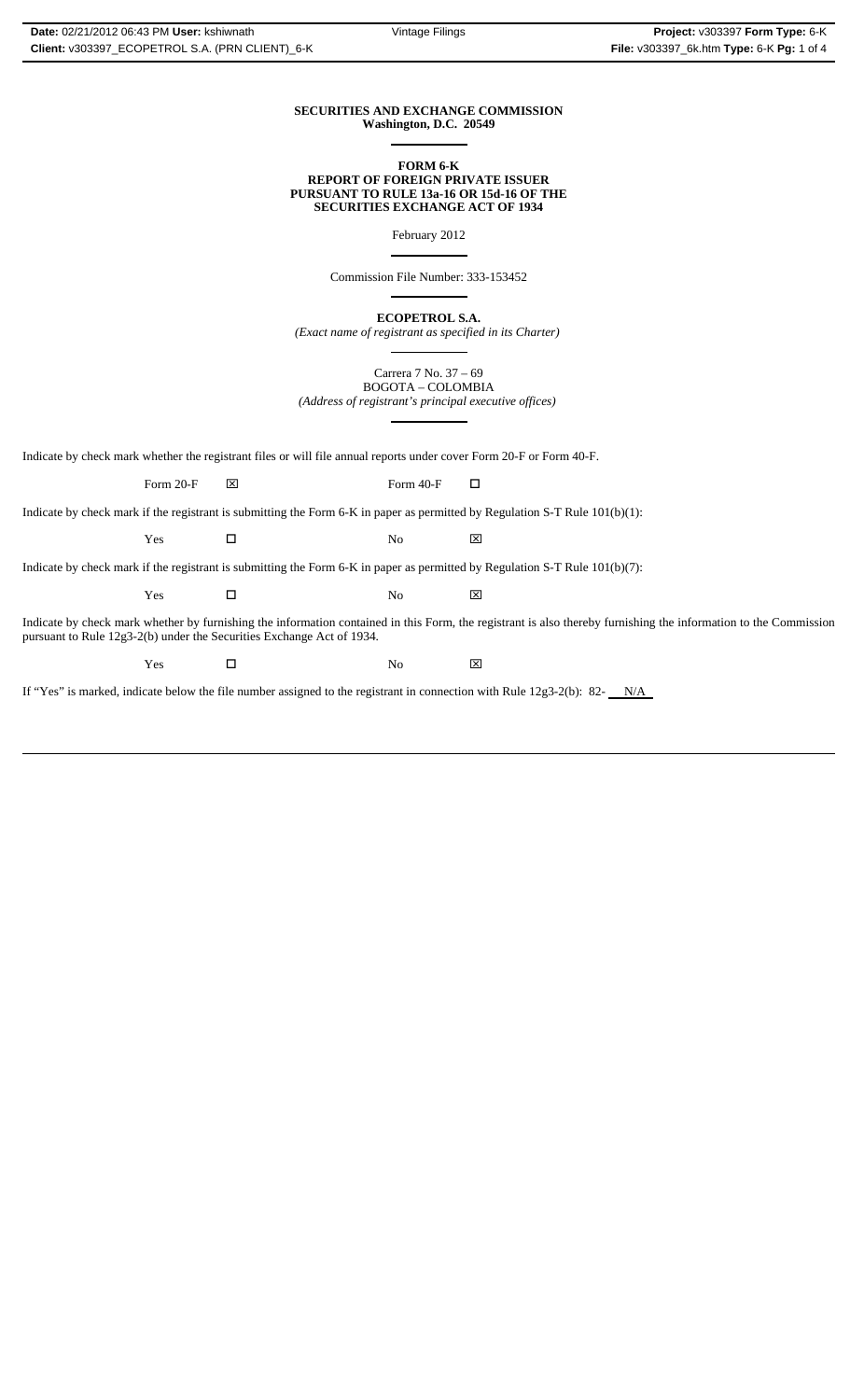**SECURITIES AND EXCHANGE COMMISSION**
**Washington, D.C. 20549**

---

**FORM 6-K**
**REPORT OF FOREIGN PRIVATE ISSUER**
**PURSUANT TO RULE 13a-16 OR 15d-16 OF THE**
**SECURITIES EXCHANGE ACT OF 1934**

February 2012

---

Commission File Number: 333-153452

---

**ECOPETROL S.A.**
*(Exact name of registrant as specified in its Charter)*

---

Carrera 7 No. 37 – 69
BOGOTA – COLOMBIA
*(Address of registrant's principal executive offices)*

---

Indicate by check mark whether the registrant files or will file annual reports under cover Form 20-F or Form 40-F.

Form 20-F ☒ Form 40-F ☐

Indicate by check mark if the registrant is submitting the Form 6-K in paper as permitted by Regulation S-T Rule 101(b)(1):

Yes ☐ No ☒

Indicate by check mark if the registrant is submitting the Form 6-K in paper as permitted by Regulation S-T Rule 101(b)(7):

Yes ☐ No ☒

Indicate by check mark whether by furnishing the information contained in this Form, the registrant is also thereby furnishing the information to the Commission pursuant to Rule 12g3-2(b) under the Securities Exchange Act of 1934.

Yes ☐ No ☒

If "Yes" is marked, indicate below the file number assigned to the registrant in connection with Rule 12g3-2(b): 82- N/A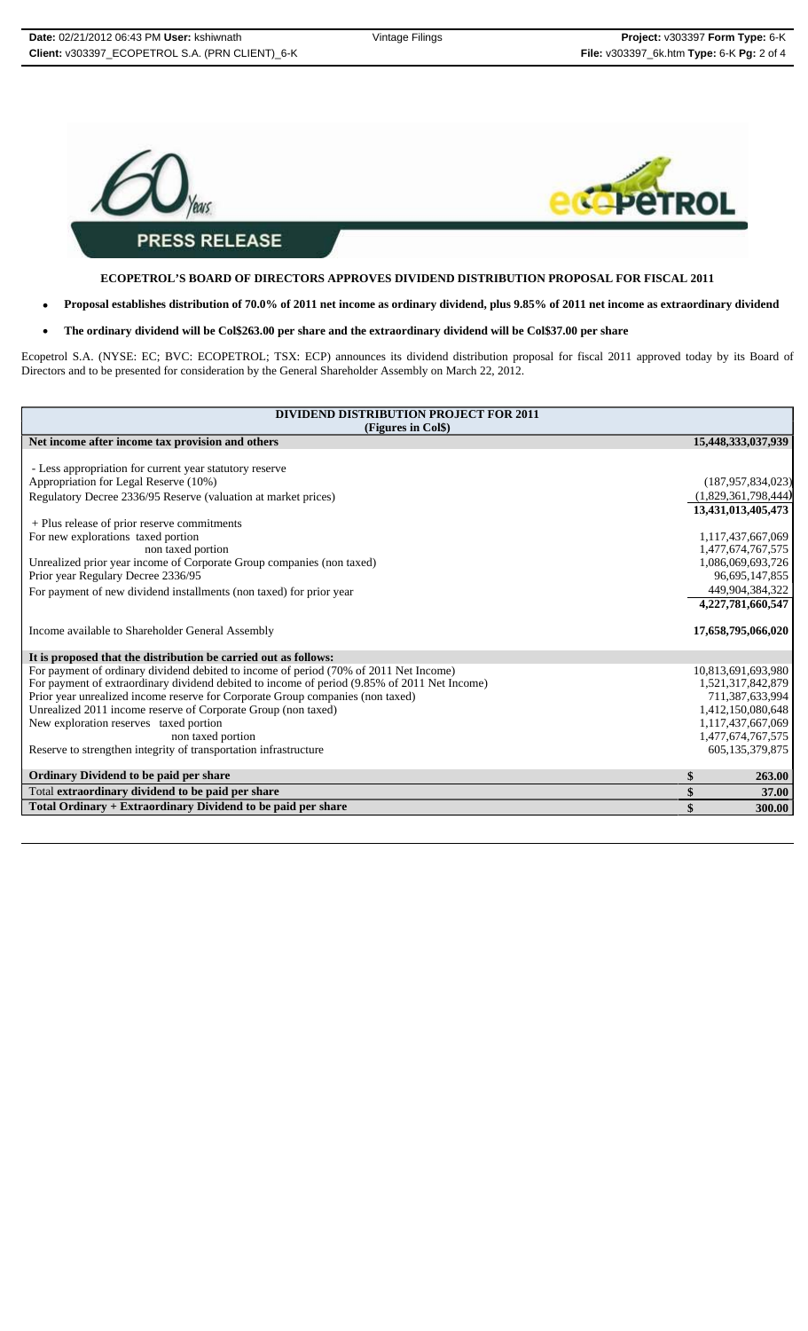PRESS RELEASE

## ECOPETROL'S BOARD OF DIRECTORS APPROVES DIVIDEND DISTRIBUTION PROPOSAL FOR FISCAL 2011

- **Proposal establishes distribution of 70.0% of 2011 net income as ordinary dividend, plus 9.85% of 2011 net income as extraordinary dividend**
- **The ordinary dividend will be Col$263.00 per share and the extraordinary dividend will be Col$37.00 per share**

Ecopetrol S.A. (NYSE: EC; BVC: ECOPETROL; TSX: ECP) announces its dividend distribution proposal for fiscal 2011 approved today by its Board of Directors and to be presented for consideration by the General Shareholder Assembly on March 22, 2012.

| DIVIDEND DISTRIBUTION PROJECT FOR 2011 (Figures in Col$) | |
|---|---|
| **Net income after income tax provision and others** | **15,448,333,037,939** |
| - Less appropriation for current year statutory reserve | |
| Appropriation for Legal Reserve (10%) | (187,957,834,023) |
| Regulatory Decree 2336/95 Reserve (valuation at market prices) | (1,829,361,798,444) |
| | **13,431,013,405,473** |
| + Plus release of prior reserve commitments | |
| For new explorations taxed portion | 1,117,437,667,069 |
| non taxed portion | 1,477,674,767,575 |
| Unrealized prior year income of Corporate Group companies (non taxed) | 1,086,069,693,726 |
| Prior year Regulary Decree 2336/95 | 96,695,147,855 |
| For payment of new dividend installments (non taxed) for prior year | 449,904,384,322 |
| | **4,227,781,660,547** |
| Income available to Shareholder General Assembly | **17,658,795,066,020** |
| **It is proposed that the distribution be carried out as follows:** | |
| For payment of ordinary dividend debited to income of period (70% of 2011 Net Income) | 10,813,691,693,980 |
| For payment of extraordinary dividend debited to income of period (9.85% of 2011 Net Income) | 1,521,317,842,879 |
| Prior year unrealized income reserve for Corporate Group companies (non taxed) | 711,387,633,994 |
| Unrealized 2011 income reserve of Corporate Group (non taxed) | 1,412,150,080,648 |
| New exploration reserves taxed portion | 1,117,437,667,069 |
| non taxed portion | 1,477,674,767,575 |
| Reserve to strengthen integrity of transportation infrastructure | 605,135,379,875 |
| **Ordinary Dividend to be paid per share** | **$ 263.00** |
| Total **extraordinary dividend to be paid per share** | **$ 37.00** |
| **Total Ordinary + Extraordinary Dividend to be paid per share** | **$ 300.00** |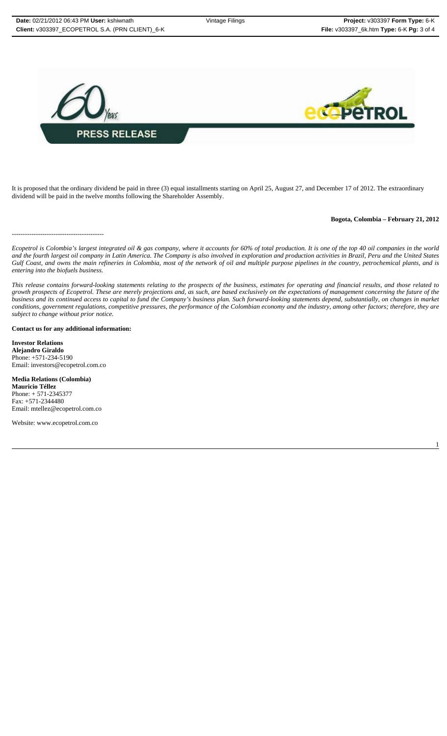**PRESS RELEASE**

It is proposed that the ordinary dividend be paid in three (3) equal installments starting on April 25, August 27, and December 17 of 2012. The extraordinary dividend will be paid in the twelve months following the Shareholder Assembly.

**Bogota, Colombia – February 21, 2012**

-----------------------------------------

*Ecopetrol is Colombia's largest integrated oil & gas company, where it accounts for 60% of total production. It is one of the top 40 oil companies in the world and the fourth largest oil company in Latin America. The Company is also involved in exploration and production activities in Brazil, Peru and the United States Gulf Coast, and owns the main refineries in Colombia, most of the network of oil and multiple purpose pipelines in the country, petrochemical plants, and is entering into the biofuels business.*

*This release contains forward-looking statements relating to the prospects of the business, estimates for operating and financial results, and those related to growth prospects of Ecopetrol. These are merely projections and, as such, are based exclusively on the expectations of management concerning the future of the business and its continued access to capital to fund the Company's business plan. Such forward-looking statements depend, substantially, on changes in market conditions, government regulations, competitive pressures, the performance of the Colombian economy and the industry, among other factors; therefore, they are subject to change without prior notice.*

**Contact us for any additional information:**

**Investor Relations**
**Alejandro Giraldo**
Phone: +571-234-5190
Email: investors@ecopetrol.com.co

**Media Relations (Colombia)**
**Mauricio Téllez**
Phone: + 571-2345377
Fax: +571-2344480
Email: mtellez@ecopetrol.com.co

Website: www.ecopetrol.com.co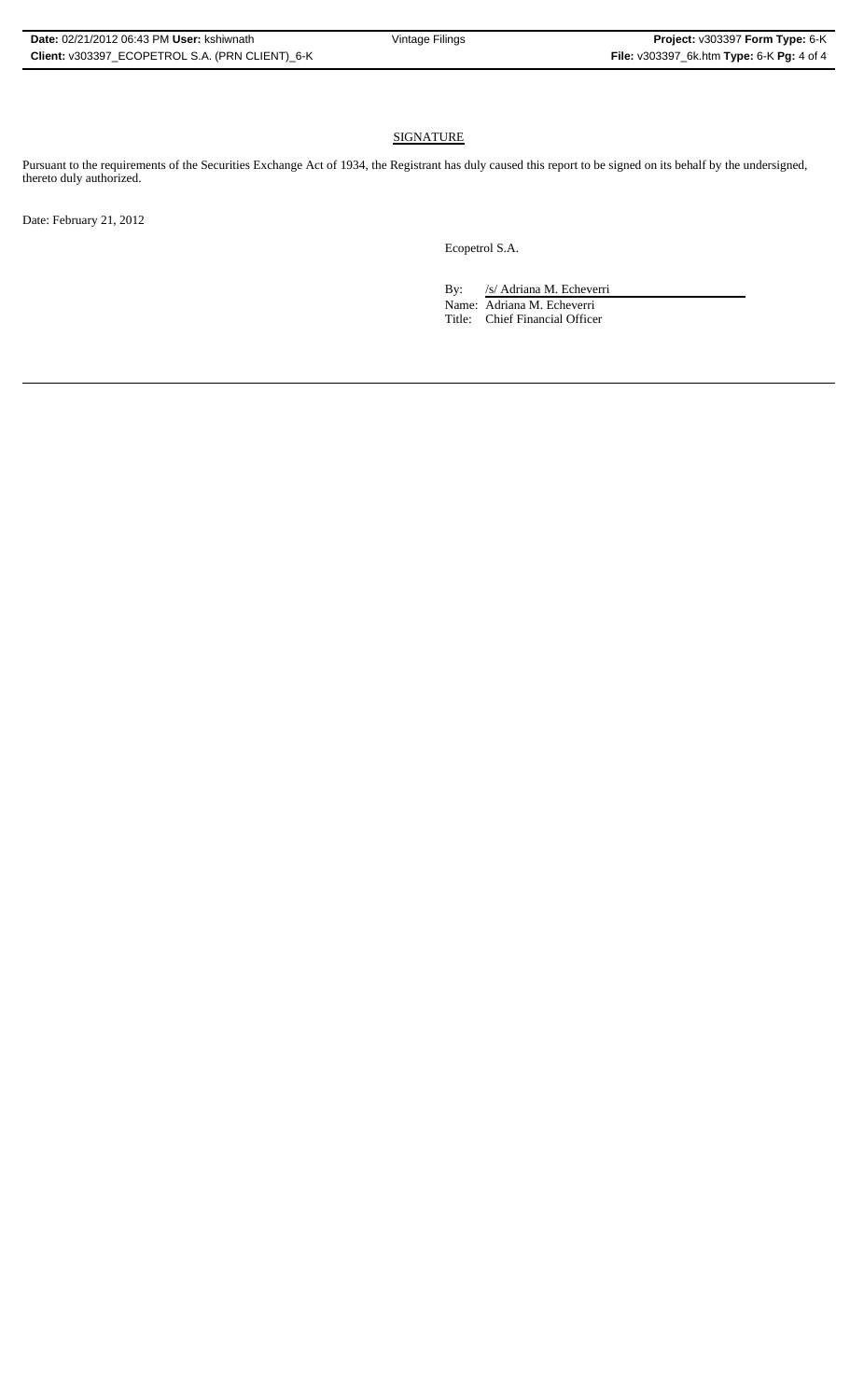## SIGNATURE

Pursuant to the requirements of the Securities Exchange Act of 1934, the Registrant has duly caused this report to be signed on its behalf by the undersigned, thereto duly authorized.

Date: February 21, 2012

Ecopetrol S.A.

By: /s/ Adriana M. Echeverri

Name: Adriana M. Echeverri

Title: Chief Financial Officer